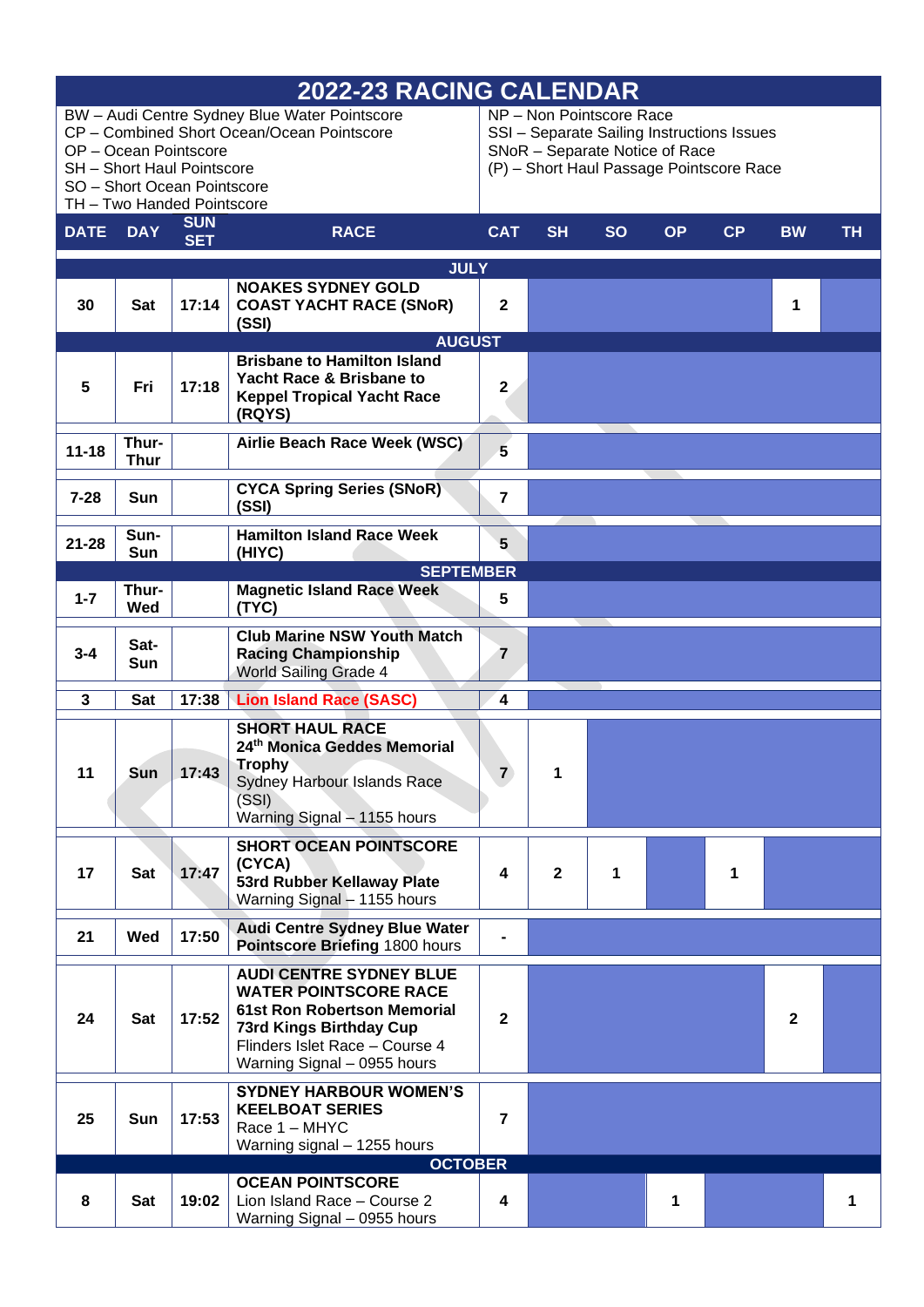# 2022-23 RACING CALENDAR

BW – Audi Centre Sydney Blue Water Pointscore
CP – Combined Short Ocean/Ocean Pointscore
OP – Ocean Pointscore
SH – Short Haul Pointscore
SO – Short Ocean Pointscore
TH – Two Handed Pointscore

NP – Non Pointscore Race
SSI – Separate Sailing Instructions Issues
SNoR – Separate Notice of Race
(P) – Short Haul Passage Pointscore Race

| DATE | DAY | SUN SET | RACE | CAT | SH | SO | OP | CP | BW | TH |
|---|---|---|---|---|---|---|---|---|---|---|
| **JULY** | | | | | | | | | | |
| 30 | Sat | 17:14 | **NOAKES SYDNEY GOLD COAST YACHT RACE (SNoR) (SSI)** | 2 | | | | | 1 | |
| **AUGUST** | | | | | | | | | | |
| 5 | Fri | 17:18 | **Brisbane to Hamilton Island Yacht Race & Brisbane to Keppel Tropical Yacht Race (RQYS)** | 2 | | | | | | |
| 11-18 | Thur-Thur | | **Airlie Beach Race Week (WSC)** | 5 | | | | | | |
| 7-28 | Sun | | **CYCA Spring Series (SNoR) (SSI)** | 7 | | | | | | |
| 21-28 | Sun-Sun | | **Hamilton Island Race Week (HIYC)** | 5 | | | | | | |
| **SEPTEMBER** | | | | | | | | | | |
| 1-7 | Thur-Wed | | **Magnetic Island Race Week (TYC)** | 5 | | | | | | |
| 3-4 | Sat-Sun | | **Club Marine NSW Youth Match Racing Championship** World Sailing Grade 4 | 7 | | | | | | |
| 3 | Sat | 17:38 | **Lion Island Race (SASC)** | 4 | | | | | | |
| 11 | Sun | 17:43 | **SHORT HAUL RACE 24th Monica Geddes Memorial Trophy** Sydney Harbour Islands Race (SSI) Warning Signal – 1155 hours | 7 | 1 | | | | | |
| 17 | Sat | 17:47 | **SHORT OCEAN POINTSCORE (CYCA) 53rd Rubber Kellaway Plate** Warning Signal – 1155 hours | 4 | 2 | 1 | | 1 | | |
| 21 | Wed | 17:50 | **Audi Centre Sydney Blue Water Pointscore Briefing** 1800 hours | - | | | | | | |
| 24 | Sat | 17:52 | **AUDI CENTRE SYDNEY BLUE WATER POINTSCORE RACE 61st Ron Robertson Memorial 73rd Kings Birthday Cup** Flinders Islet Race – Course 4 Warning Signal – 0955 hours | 2 | | | | | 2 | |
| 25 | Sun | 17:53 | **SYDNEY HARBOUR WOMEN'S KEELBOAT SERIES** Race 1 – MHYC Warning signal – 1255 hours | 7 | | | | | | |
| **OCTOBER** | | | | | | | | | | |
| 8 | Sat | 19:02 | **OCEAN POINTSCORE** Lion Island Race – Course 2 Warning Signal – 0955 hours | 4 | | | 1 | | | 1 |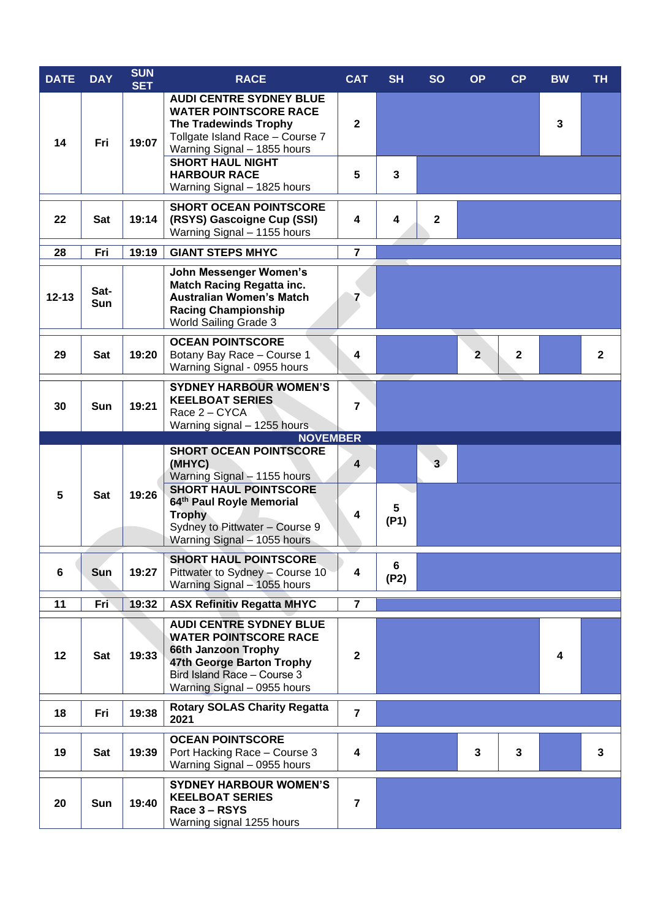| DATE | DAY | SUN SET | RACE | CAT | SH | SO | OP | CP | BW | TH |
|---|---|---|---|---|---|---|---|---|---|---|
| 14 | Fri | 19:07 | **AUDI CENTRE SYDNEY BLUE WATER POINTSCORE RACE The Tradewinds Trophy** Tollgate Island Race – Course 7 Warning Signal – 1855 hours | 2 | | | | | 3 | |
| | | | **SHORT HAUL NIGHT HARBOUR RACE** Warning Signal – 1825 hours | 5 | 3 | | | | | |
| 22 | Sat | 19:14 | **SHORT OCEAN POINTSCORE (RSYS) Gascoigne Cup (SSI)** Warning Signal – 1155 hours | 4 | 4 | 2 | | | | |
| 28 | Fri | 19:19 | **GIANT STEPS MHYC** | 7 | | | | | | |
| 12-13 | Sat-Sun | | **John Messenger Women's Match Racing Regatta inc. Australian Women's Match Racing Championship** World Sailing Grade 3 | 7 | | | | | | |
| 29 | Sat | 19:20 | **OCEAN POINTSCORE** Botany Bay Race – Course 1 Warning Signal - 0955 hours | 4 | | | 2 | 2 | | 2 |
| 30 | Sun | 19:21 | **SYDNEY HARBOUR WOMEN'S KEELBOAT SERIES** Race 2 – CYCA Warning signal – 1255 hours | 7 | | | | | | |
| **NOVEMBER** | | | | | | | | | | |
| 5 | Sat | 19:26 | **SHORT OCEAN POINTSCORE (MHYC)** Warning Signal – 1155 hours | 4 | | 3 | | | | |
| | | | **SHORT HAUL POINTSCORE 64th Paul Royle Memorial Trophy** Sydney to Pittwater – Course 9 Warning Signal – 1055 hours | 4 | 5 (P1) | | | | | |
| 6 | Sun | 19:27 | **SHORT HAUL POINTSCORE** Pittwater to Sydney – Course 10 Warning Signal – 1055 hours | 4 | 6 (P2) | | | | | |
| 11 | Fri | 19:32 | **ASX Refinitiv Regatta MHYC** | 7 | | | | | | |
| 12 | Sat | 19:33 | **AUDI CENTRE SYDNEY BLUE WATER POINTSCORE RACE 66th Janzoon Trophy 47th George Barton Trophy** Bird Island Race – Course 3 Warning Signal – 0955 hours | 2 | | | | | 4 | |
| 18 | Fri | 19:38 | **Rotary SOLAS Charity Regatta 2021** | 7 | | | | | | |
| 19 | Sat | 19:39 | **OCEAN POINTSCORE** Port Hacking Race – Course 3 Warning Signal – 0955 hours | 4 | | | 3 | 3 | | 3 |
| 20 | Sun | 19:40 | **SYDNEY HARBOUR WOMEN'S KEELBOAT SERIES Race 3 – RSYS** Warning signal 1255 hours | 7 | | | | | | |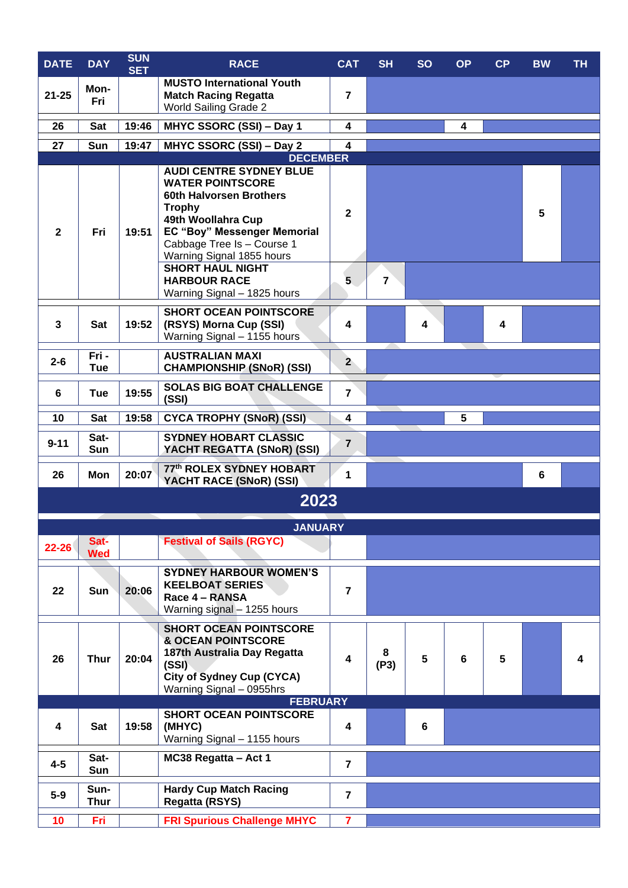| DATE | DAY | SUN SET | RACE | CAT | SH | SO | OP | CP | BW | TH |
|---|---|---|---|---|---|---|---|---|---|---|
| 21-25 | Mon-Fri | | **MUSTO International Youth Match Racing Regatta** World Sailing Grade 2 | 7 | | | | | | |
| 26 | Sat | 19:46 | **MHYC SSORC (SSI) – Day 1** | 4 | | | 4 | | | |
| 27 | Sun | 19:47 | **MHYC SSORC (SSI) – Day 2** | 4 | | | | | | |
| **DECEMBER** | | | | | | | | | | |
| 2 | Fri | 19:51 | **AUDI CENTRE SYDNEY BLUE WATER POINTSCORE 60th Halvorsen Brothers Trophy 49th Woollahra Cup EC "Boy" Messenger Memorial** Cabbage Tree Is – Course 1 Warning Signal 1855 hours | 2 | | | | | 5 | |
| | | | **SHORT HAUL NIGHT HARBOUR RACE** Warning Signal – 1825 hours | 5 | 7 | | | | | |
| 3 | Sat | 19:52 | **SHORT OCEAN POINTSCORE (RSYS) Morna Cup (SSI)** Warning Signal – 1155 hours | 4 | | 4 | | 4 | | |
| 2-6 | Fri - Tue | | **AUSTRALIAN MAXI CHAMPIONSHIP (SNoR) (SSI)** | 2 | | | | | | |
| 6 | Tue | 19:55 | **SOLAS BIG BOAT CHALLENGE (SSI)** | 7 | | | | | | |
| 10 | Sat | 19:58 | **CYCA TROPHY (SNoR) (SSI)** | 4 | | | 5 | | | |
| 9-11 | Sat-Sun | | **SYDNEY HOBART CLASSIC YACHT REGATTA (SNoR) (SSI)** | 7 | | | | | | |
| 26 | Mon | 20:07 | **77th ROLEX SYDNEY HOBART YACHT RACE (SNoR) (SSI)** | 1 | | | | | 6 | |
| **2023** | | | | | | | | | | |
| **JANUARY** | | | | | | | | | | |
| 22-26 | Sat-Wed | | **Festival of Sails (RGYC)** | | | | | | | |
| 22 | Sun | 20:06 | **SYDNEY HARBOUR WOMEN'S KEELBOAT SERIES Race 4 – RANSA** Warning signal – 1255 hours | 7 | | | | | | |
| 26 | Thur | 20:04 | **SHORT OCEAN POINTSCORE & OCEAN POINTSCORE 187th Australia Day Regatta (SSI) City of Sydney Cup (CYCA)** Warning Signal – 0955hrs | 4 | 8 (P3) | 5 | 6 | 5 | | 4 |
| **FEBRUARY** | | | | | | | | | | |
| 4 | Sat | 19:58 | **SHORT OCEAN POINTSCORE (MHYC)** Warning Signal – 1155 hours | 4 | | 6 | | | | |
| 4-5 | Sat-Sun | | **MC38 Regatta – Act 1** | 7 | | | | | | |
| 5-9 | Sun-Thur | | **Hardy Cup Match Racing Regatta (RSYS)** | 7 | | | | | | |
| 10 | Fri | | **FRI Spurious Challenge MHYC** | 7 | | | | | | |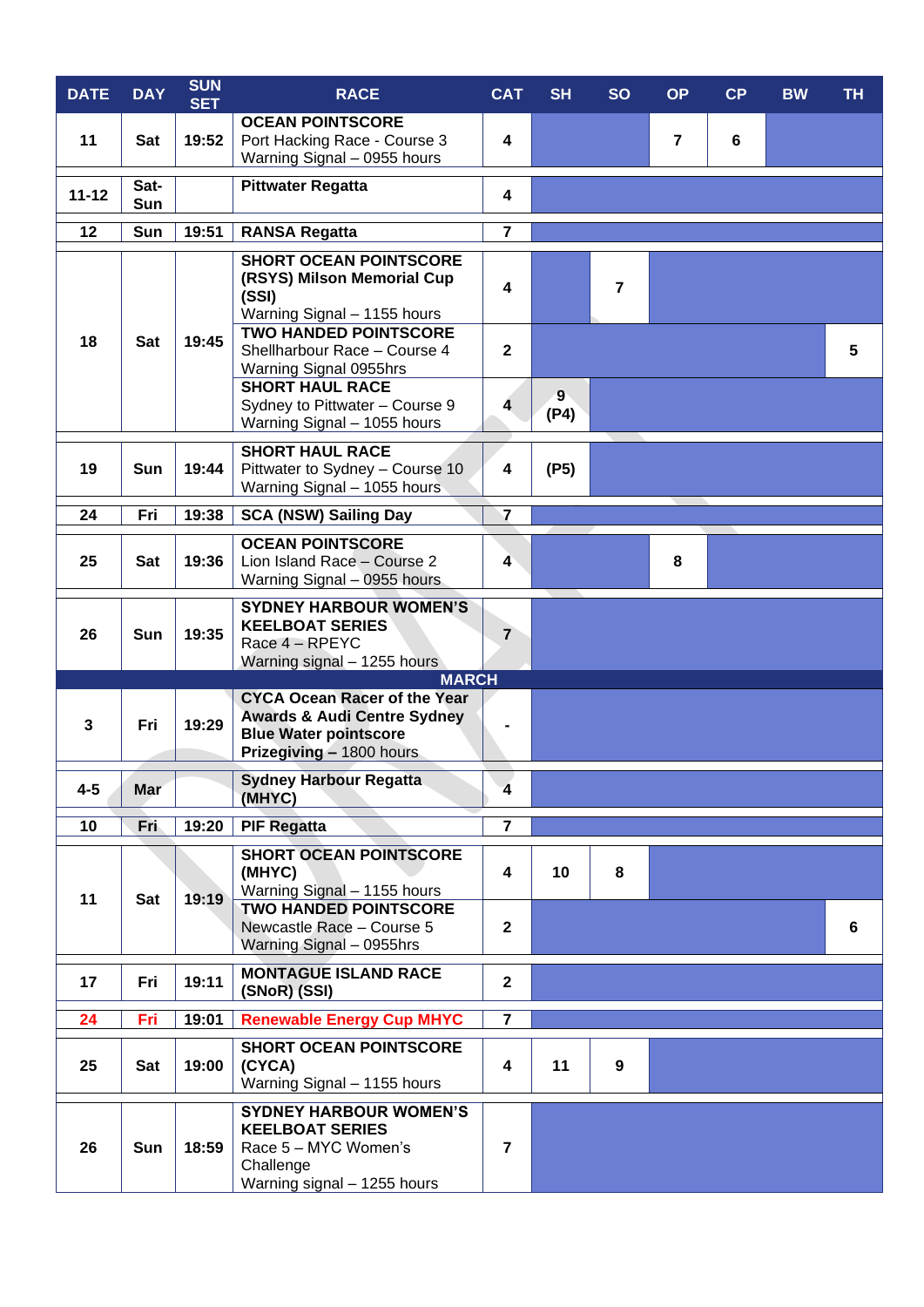| DATE | DAY | SUN SET | RACE | CAT | SH | SO | OP | CP | BW | TH |
|---|---|---|---|---|---|---|---|---|---|---|
| 11 | Sat | 19:52 | **OCEAN POINTSCORE** Port Hacking Race - Course 3 Warning Signal – 0955 hours | 4 | | | 7 | 6 | | |
| 11-12 | Sat-Sun | | **Pittwater Regatta** | 4 | | | | | | |
| 12 | Sun | 19:51 | **RANSA Regatta** | 7 | | | | | | |
| 18 | Sat | 19:45 | **SHORT OCEAN POINTSCORE (RSYS) Milson Memorial Cup (SSI)** Warning Signal – 1155 hours | 4 | | 7 | | | | |
| | | | **TWO HANDED POINTSCORE** Shellharbour Race – Course 4 Warning Signal 0955hrs | 2 | | | | | | 5 |
| | | | **SHORT HAUL RACE** Sydney to Pittwater – Course 9 Warning Signal – 1055 hours | 4 | 9 (P4) | | | | | |
| 19 | Sun | 19:44 | **SHORT HAUL RACE** Pittwater to Sydney – Course 10 Warning Signal – 1055 hours | 4 | (P5) | | | | | |
| 24 | Fri | 19:38 | **SCA (NSW) Sailing Day** | 7 | | | | | | |
| 25 | Sat | 19:36 | **OCEAN POINTSCORE** Lion Island Race – Course 2 Warning Signal – 0955 hours | 4 | | | 8 | | | |
| 26 | Sun | 19:35 | **SYDNEY HARBOUR WOMEN'S KEELBOAT SERIES** Race 4 – RPEYC Warning signal – 1255 hours | 7 | | | | | | |
| **MARCH** | | | | | | | | | | |
| 3 | Fri | 19:29 | **CYCA Ocean Racer of the Year Awards & Audi Centre Sydney Blue Water pointscore Prizegiving –** 1800 hours | - | | | | | | |
| 4-5 | Mar | | **Sydney Harbour Regatta (MHYC)** | 4 | | | | | | |
| 10 | Fri | 19:20 | **PIF Regatta** | 7 | | | | | | |
| 11 | Sat | 19:19 | **SHORT OCEAN POINTSCORE (MHYC)** Warning Signal – 1155 hours | 4 | 10 | 8 | | | | |
| | | | **TWO HANDED POINTSCORE** Newcastle Race – Course 5 Warning Signal – 0955hrs | 2 | | | | | | 6 |
| 17 | Fri | 19:11 | **MONTAGUE ISLAND RACE (SNoR) (SSI)** | 2 | | | | | | |
| 24 | Fri | 19:01 | **Renewable Energy Cup MHYC** | 7 | | | | | | |
| 25 | Sat | 19:00 | **SHORT OCEAN POINTSCORE (CYCA)** Warning Signal – 1155 hours | 4 | 11 | 9 | | | | |
| 26 | Sun | 18:59 | **SYDNEY HARBOUR WOMEN'S KEELBOAT SERIES** Race 5 – MYC Women's Challenge Warning signal – 1255 hours | 7 | | | | | | |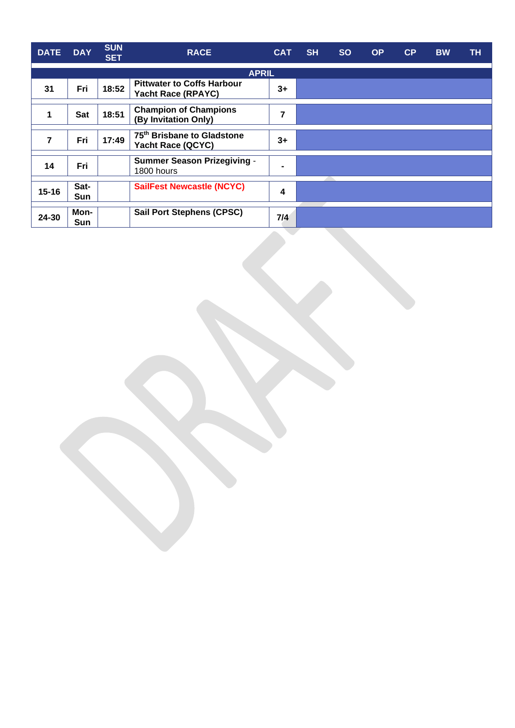| DATE | DAY | SUN SET | RACE | CAT | SH | SO | OP | CP | BW | TH |
|---|---|---|---|---|---|---|---|---|---|---|
| | | | APRIL | | | | | | | |
| 31 | Fri | 18:52 | **Pittwater to Coffs Harbour Yacht Race (RPAYC)** | 3+ | | | | | | |
| 1 | Sat | 18:51 | **Champion of Champions (By Invitation Only)** | 7 | | | | | | |
| 7 | Fri | 17:49 | **75th Brisbane to Gladstone Yacht Race (QCYC)** | 3+ | | | | | | |
| 14 | Fri | | **Summer Season Prizegiving** - 1800 hours | - | | | | | | |
| 15-16 | Sat-Sun | | **SailFest Newcastle (NCYC)** | 4 | | | | | | |
| 24-30 | Mon-Sun | | **Sail Port Stephens (CPSC)** | 7/4 | | | | | | |

DRAFT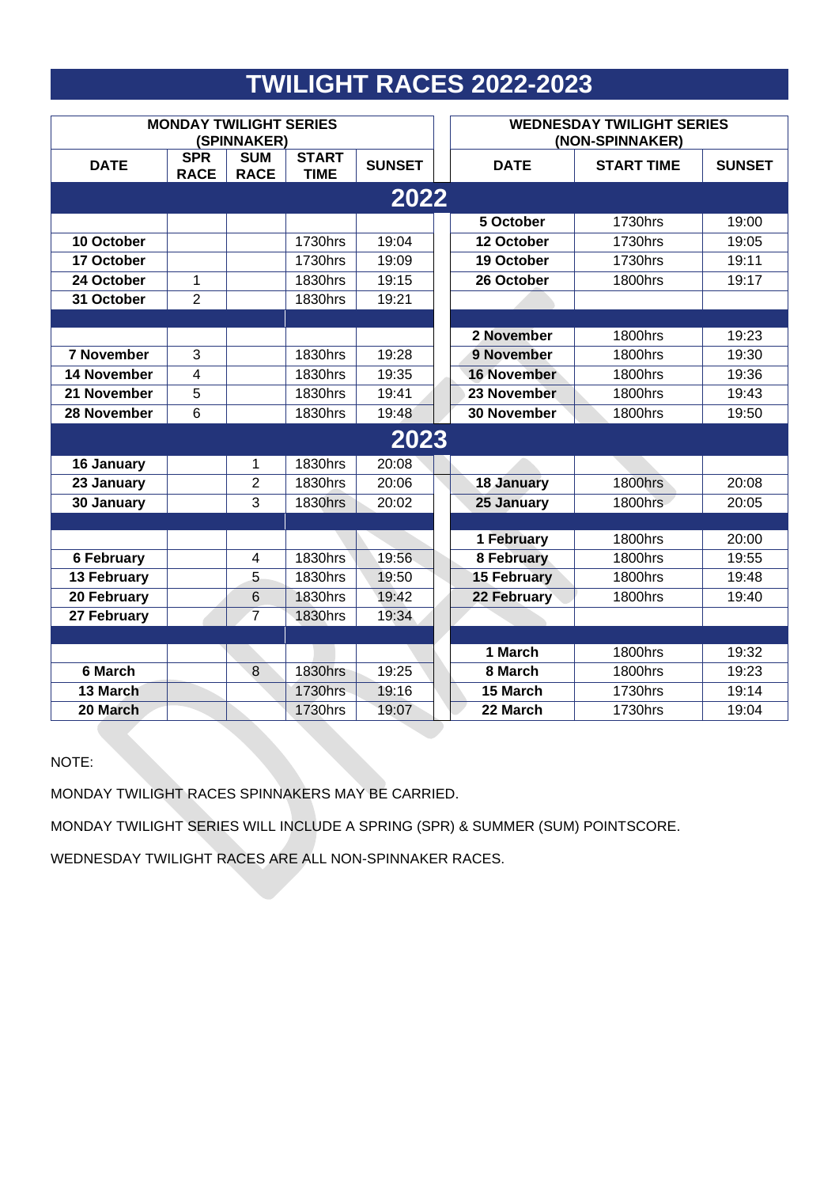# TWILIGHT RACES 2022-2023

| MONDAY TWILIGHT SERIES (SPINNAKER) | | | | | | WEDNESDAY TWILIGHT SERIES (NON-SPINNAKER) | | |
|---|---|---|---|---|---|---|---|---|
| DATE | SPR RACE | SUM RACE | START TIME | SUNSET | | DATE | START TIME | SUNSET |
| **2022** | | | | | | | | |
| | | | | | | 5 October | 1730hrs | 19:00 |
| 10 October | | | 1730hrs | 19:04 | | 12 October | 1730hrs | 19:05 |
| 17 October | | | 1730hrs | 19:09 | | 19 October | 1730hrs | 19:11 |
| 24 October | 1 | | 1830hrs | 19:15 | | 26 October | 1800hrs | 19:17 |
| 31 October | 2 | | 1830hrs | 19:21 | | | | |
| | | | | | | | | |
| | | | | | | 2 November | 1800hrs | 19:23 |
| 7 November | 3 | | 1830hrs | 19:28 | | 9 November | 1800hrs | 19:30 |
| 14 November | 4 | | 1830hrs | 19:35 | | 16 November | 1800hrs | 19:36 |
| 21 November | 5 | | 1830hrs | 19:41 | | 23 November | 1800hrs | 19:43 |
| 28 November | 6 | | 1830hrs | 19:48 | | 30 November | 1800hrs | 19:50 |
| **2023** | | | | | | | | |
| 16 January | | 1 | 1830hrs | 20:08 | | | | |
| 23 January | | 2 | 1830hrs | 20:06 | | 18 January | 1800hrs | 20:08 |
| 30 January | | 3 | 1830hrs | 20:02 | | 25 January | 1800hrs | 20:05 |
| | | | | | | | | |
| | | | | | | 1 February | 1800hrs | 20:00 |
| 6 February | | 4 | 1830hrs | 19:56 | | 8 February | 1800hrs | 19:55 |
| 13 February | | 5 | 1830hrs | 19:50 | | 15 February | 1800hrs | 19:48 |
| 20 February | | 6 | 1830hrs | 19:42 | | 22 February | 1800hrs | 19:40 |
| 27 February | | 7 | 1830hrs | 19:34 | | | | |
| | | | | | | | | |
| | | | | | | 1 March | 1800hrs | 19:32 |
| 6 March | | 8 | 1830hrs | 19:25 | | 8 March | 1800hrs | 19:23 |
| 13 March | | | 1730hrs | 19:16 | | 15 March | 1730hrs | 19:14 |
| 20 March | | | 1730hrs | 19:07 | | 22 March | 1730hrs | 19:04 |

NOTE:

MONDAY TWILIGHT RACES SPINNAKERS MAY BE CARRIED.

MONDAY TWILIGHT SERIES WILL INCLUDE A SPRING (SPR) & SUMMER (SUM) POINTSCORE.

WEDNESDAY TWILIGHT RACES ARE ALL NON-SPINNAKER RACES.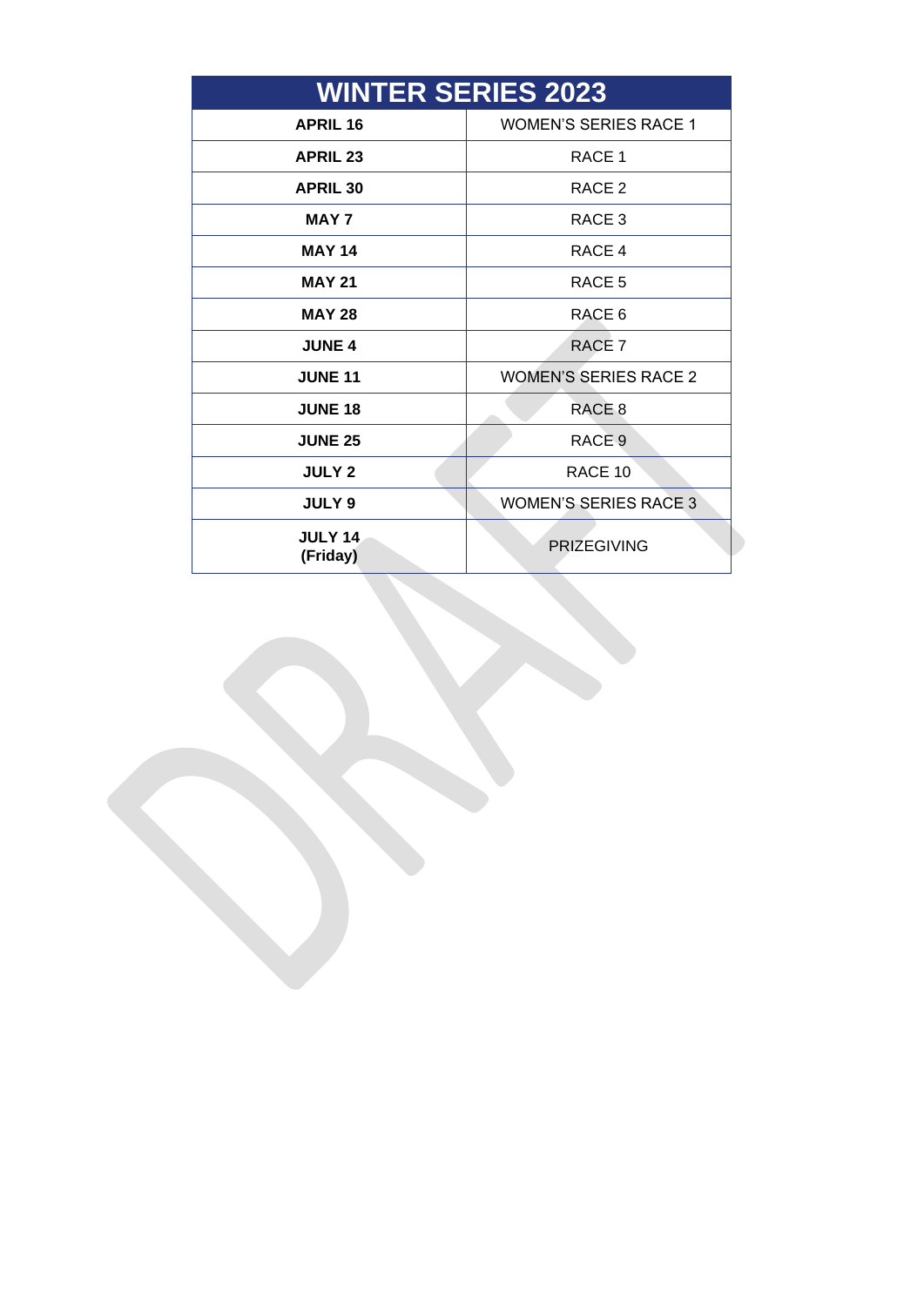# WINTER SERIES 2023

| | |
|---|---|
| **APRIL 16** | WOMEN'S SERIES RACE 1 |
| **APRIL 23** | RACE 1 |
| **APRIL 30** | RACE 2 |
| **MAY 7** | RACE 3 |
| **MAY 14** | RACE 4 |
| **MAY 21** | RACE 5 |
| **MAY 28** | RACE 6 |
| **JUNE 4** | RACE 7 |
| **JUNE 11** | WOMEN'S SERIES RACE 2 |
| **JUNE 18** | RACE 8 |
| **JUNE 25** | RACE 9 |
| **JULY 2** | RACE 10 |
| **JULY 9** | WOMEN'S SERIES RACE 3 |
| **JULY 14 (Friday)** | PRIZEGIVING |

DRAFT